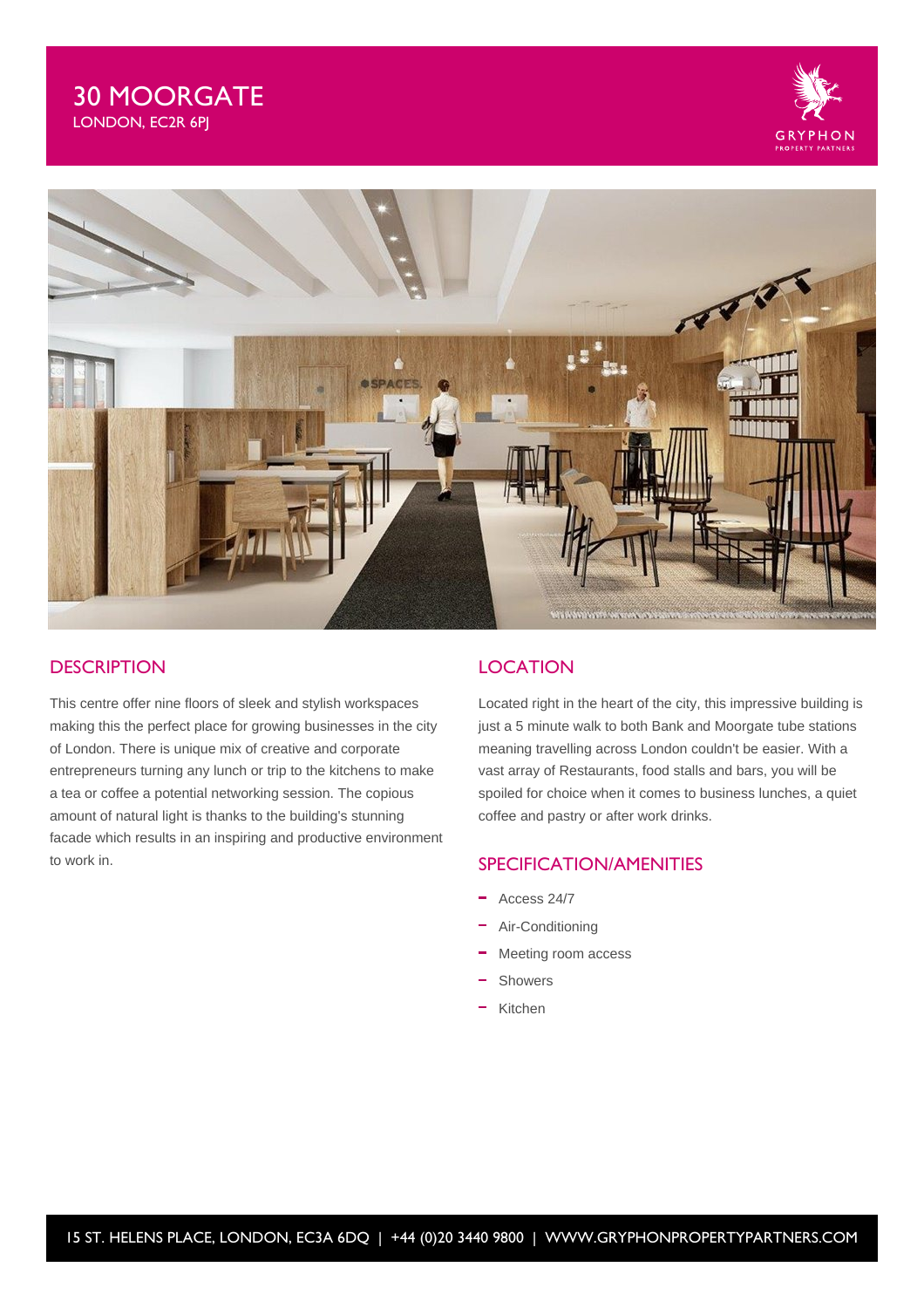# 30 MOORGATE

LONDON, EC2R 6PJ

## DESCRIPTION

This centre offer nine floors of sleek and stylish workspaces making this the perfect place for growing businesses in the city of London. There is unique mix of creative and corporate entrepreneurs turning any lunch or trip to the kitchens to make a tea or coffee a potential networking session. The copious amount of natural light is thanks to the building's stunning facade which results in an inspiring and productive environment to work in.

## LOCATION

Located right in the heart of the city, this impressive building is just a 5 minute walk to both Bank and Moorgate tube stations meaning travelling across London couldn't be easier. With a vast array of Restaurants, food stalls and bars, you will be spoiled for choice when it comes to business lunches, a quiet coffee and pastry or after work drinks.

## SPECIFICATION/AMENITIES

- Access 24/7
- Air-Conditioning
- Meeting room access
- Showers
- Kitchen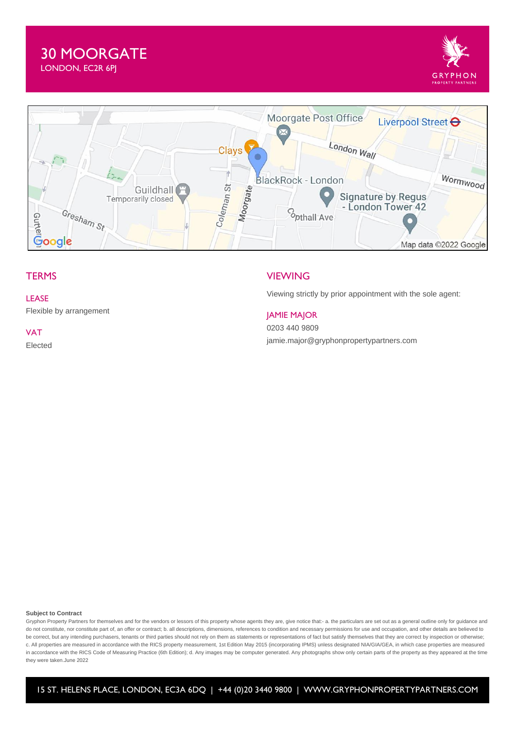# 30 MOORGATE

LONDON, EC2R 6PJ

## TERMS

### LEASE

Flexible by arrangement

### VAT

Elected

## VIEWING

Viewing strictly by prior appointment with the sole agent:

### JAMIE MAJOR

0203 440 9809

jamie.major@gryphonpropertypartners.com

**Subject to Contract**

Gryphon Property Partners for themselves and for the vendors or lessors of this property whose agents they are, give notice that:- a. the particulars are set out as a general outline only for guidance and do not constitute, nor constitute part of, an offer or contract; b. all descriptions, dimensions, references to condition and necessary permissions for use and occupation, and other details are believed to be correct, but any intending purchasers, tenants or third parties should not rely on them as statements or representations of fact but satisfy themselves that they are correct by inspection or otherwise; c. All properties are measured in accordance with the RICS property measurement, 1st Edition May 2015 (incorporating IPMS) unless designated NIA/GIA/GEA, in which case properties are measured in accordance with the RICS Code of Measuring Practice (6th Edition); d. Any images may be computer generated. Any photographs show only certain parts of the property as they appeared at the time they were taken.June 2022

15 ST. HELENS PLACE, LONDON, EC3A 6DQ | +44 (0)20 3440 9800 | WWW.GRYPHONPROPERTYPARTNERS.COM